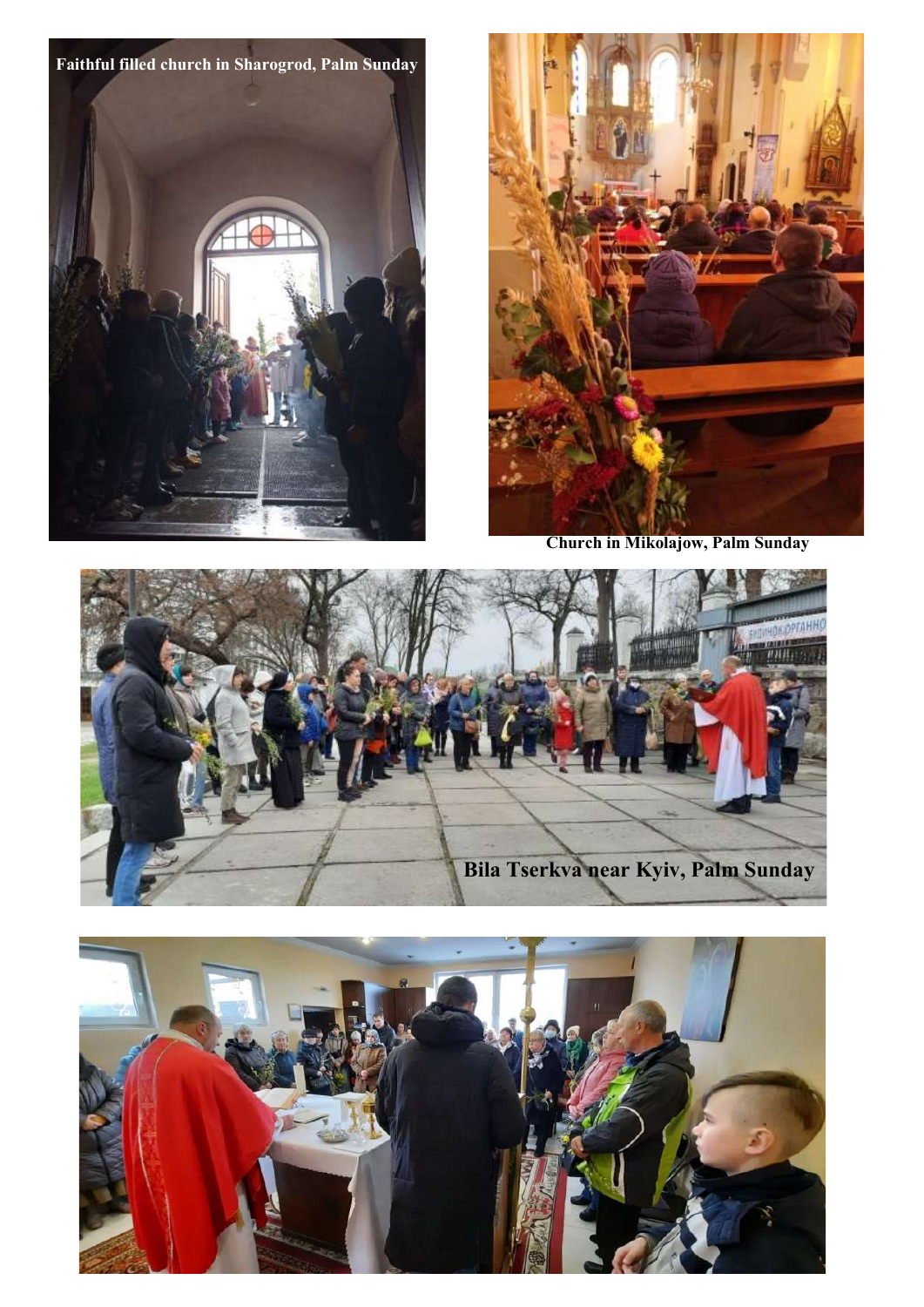Faithful filled church in Sharogrod, Palm Sunday

Church in Mikolajow, Palm Sunday

Bila Tserkva near Kyiv, Palm Sunday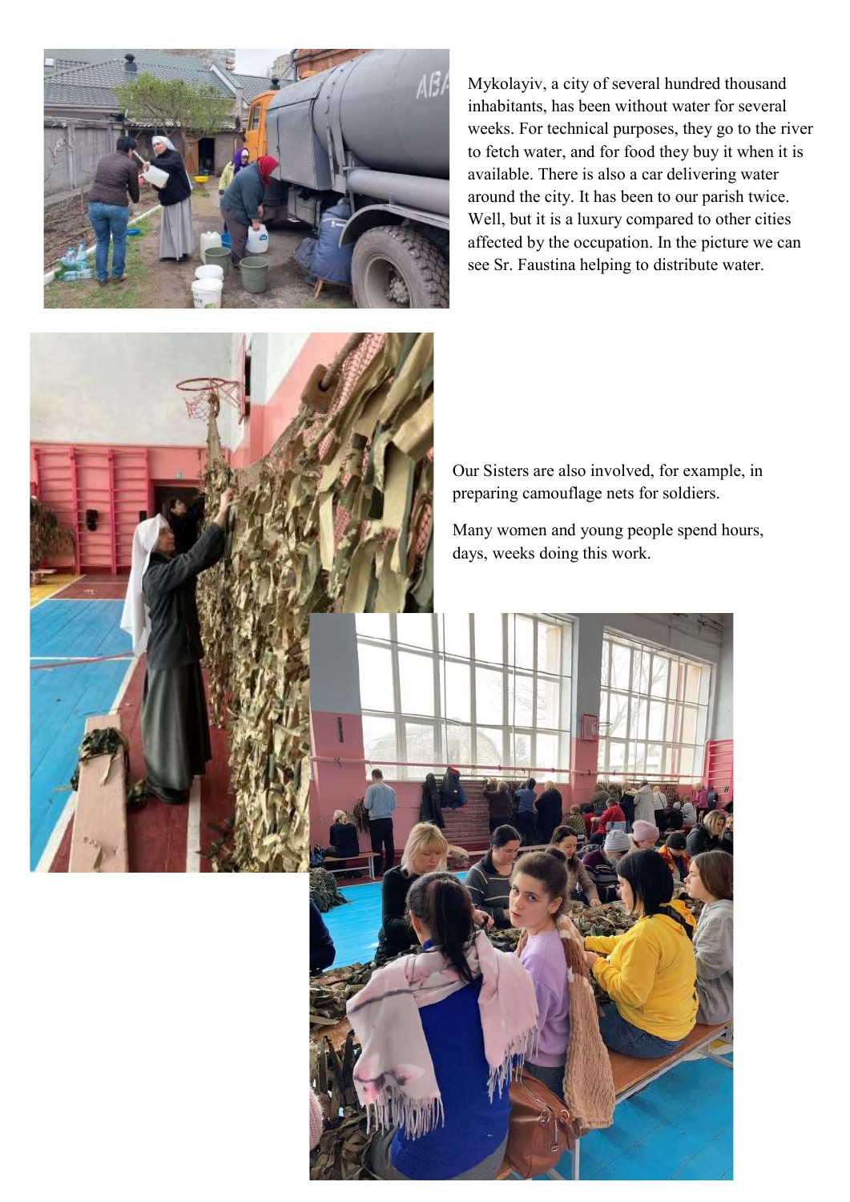Mykolayiv, a city of several hundred thousand inhabitants, has been without water for several weeks. For technical purposes, they go to the river to fetch water, and for food they buy it when it is available. There is also a car delivering water around the city. It has been to our parish twice. Well, but it is a luxury compared to other cities affected by the occupation. In the picture we can see Sr. Faustina helping to distribute water.

Our Sisters are also involved, for example, in preparing camouflage nets for soldiers.

Many women and young people spend hours, days, weeks doing this work.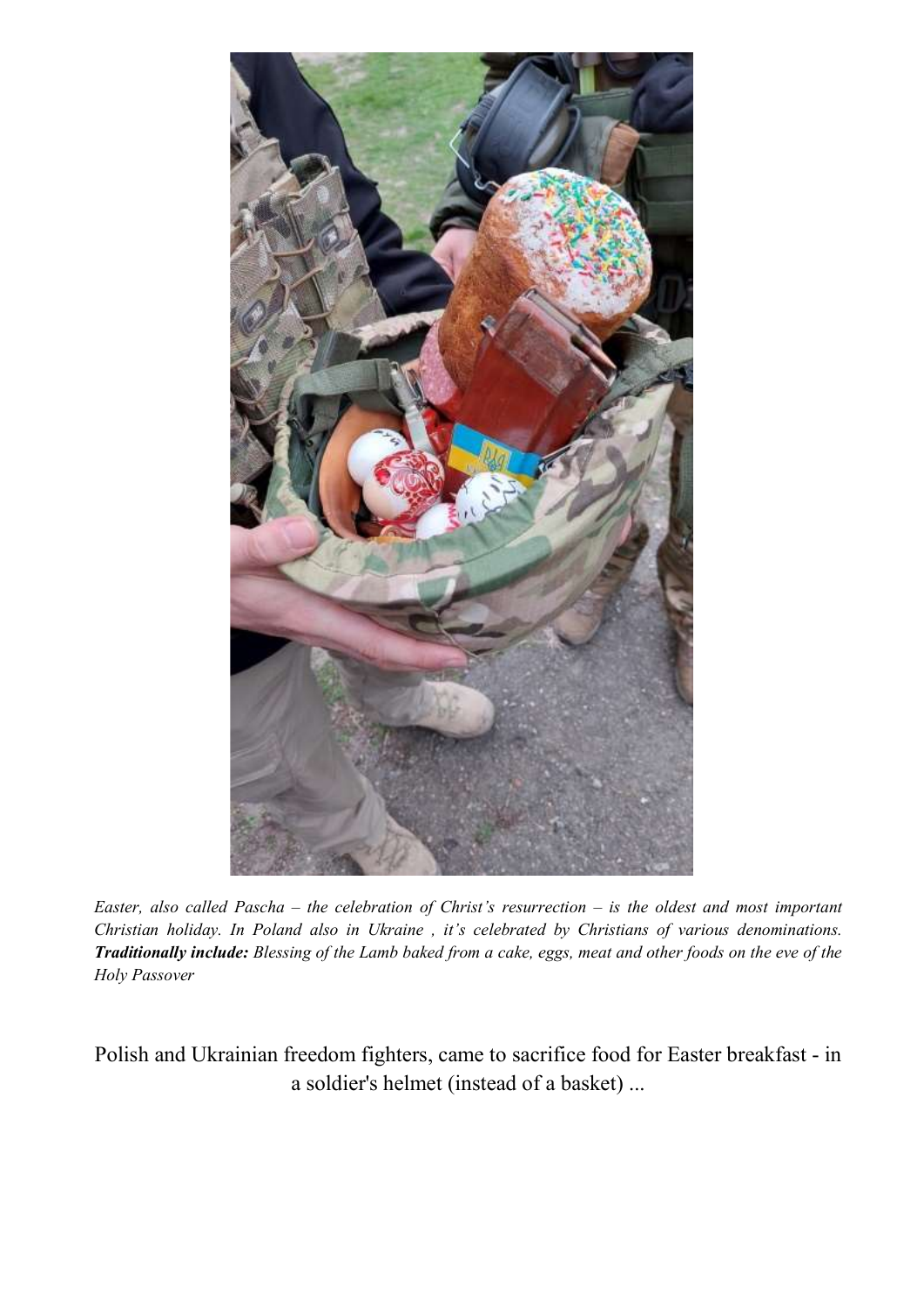*Easter, also called Pascha – the celebration of Christ's resurrection – is the oldest and most important Christian holiday. In Poland also in Ukraine , it's celebrated by Christians of various denominations.* ***Traditionally include:*** *Blessing of the Lamb baked from a cake, eggs, meat and other foods on the eve of the Holy Passover*

Polish and Ukrainian freedom fighters, came to sacrifice food for Easter breakfast - in a soldier's helmet (instead of a basket) ...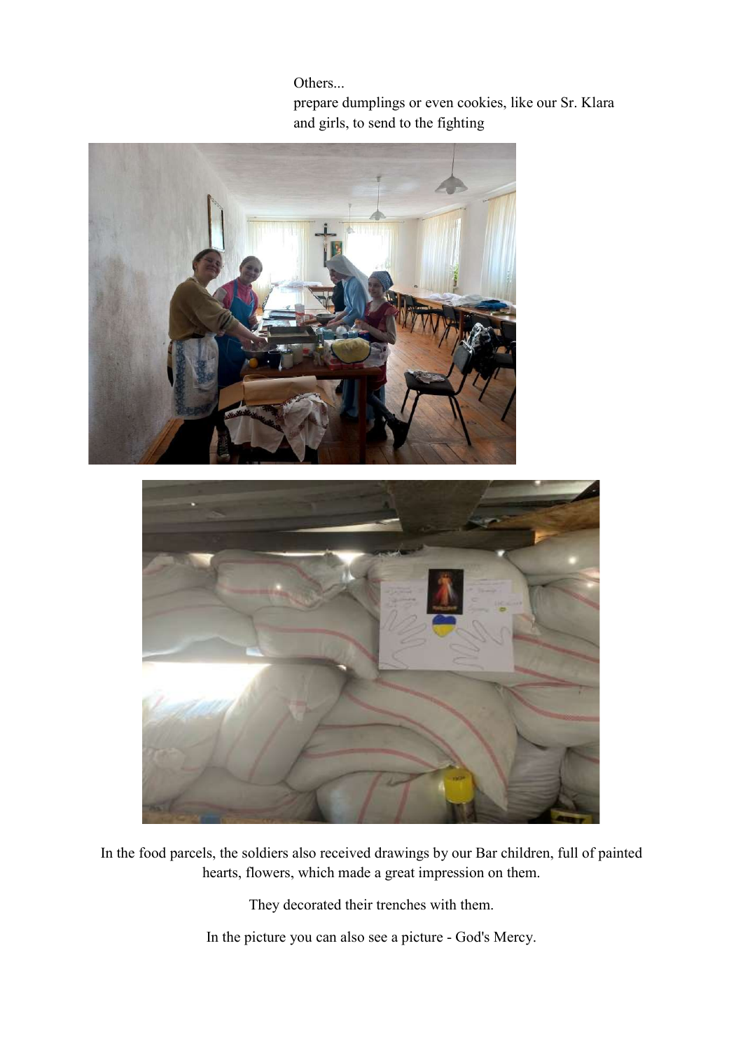Others...
prepare dumplings or even cookies, like our Sr. Klara and girls, to send to the fighting

In the food parcels, the soldiers also received drawings by our Bar children, full of painted hearts, flowers, which made a great impression on them.

They decorated their trenches with them.

In the picture you can also see a picture - God's Mercy.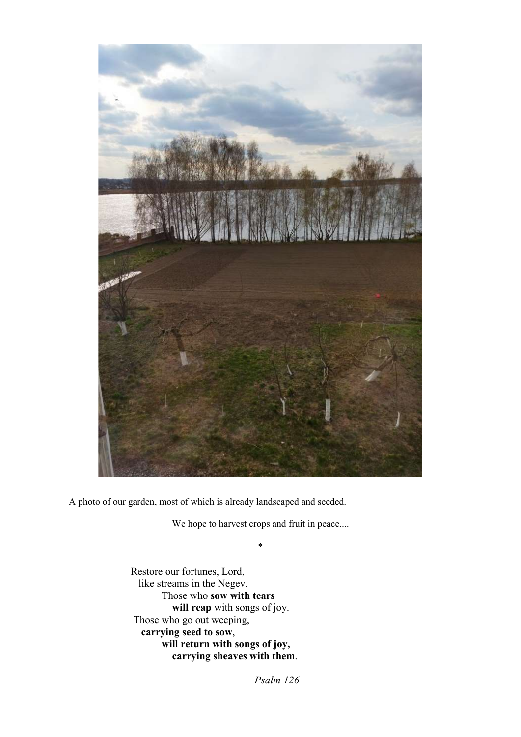A photo of our garden, most of which is already landscaped and seeded.

We hope to harvest crops and fruit in peace....

*

Restore our fortunes, Lord,
like streams in the Negev.
Those who **sow with tears**
**will reap** with songs of joy.
Those who go out weeping,
**carrying seed to sow**,
**will return with songs of joy,**
**carrying sheaves with them**.

*Psalm 126*